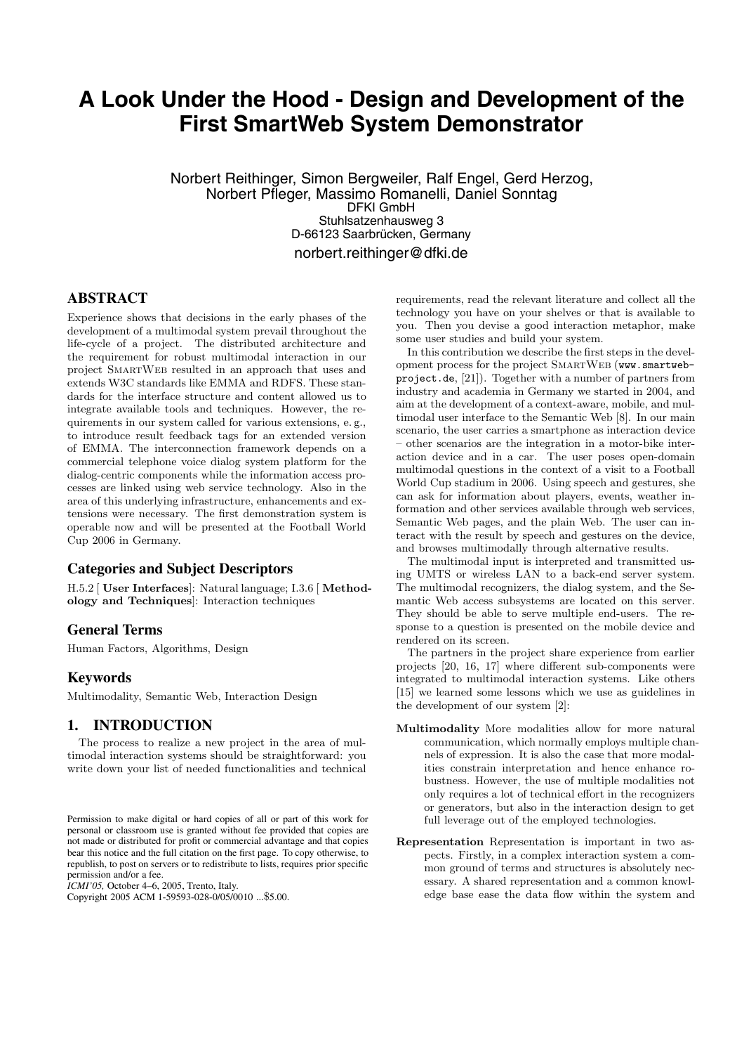# A Look Under the Hood - Design and Development of the First SmartWeb System Demonstrator

Norbert Reithinger, Simon Bergweiler, Ralf Engel, Gerd Herzog, Norbert Pfleger, Massimo Romanelli, Daniel Sonntag
DFKI GmbH
Stuhlsatzenhausweg 3
D-66123 Saarbrücken, Germany
norbert.reithinger@dfki.de

## ABSTRACT

Experience shows that decisions in the early phases of the development of a multimodal system prevail throughout the life-cycle of a project. The distributed architecture and the requirement for robust multimodal interaction in our project SmartWeb resulted in an approach that uses and extends W3C standards like EMMA and RDFS. These standards for the interface structure and content allowed us to integrate available tools and techniques. However, the requirements in our system called for various extensions, e. g., to introduce result feedback tags for an extended version of EMMA. The interconnection framework depends on a commercial telephone voice dialog system platform for the dialog-centric components while the information access processes are linked using web service technology. Also in the area of this underlying infrastructure, enhancements and extensions were necessary. The first demonstration system is operable now and will be presented at the Football World Cup 2006 in Germany.

### Categories and Subject Descriptors

H.5.2 [ **User Interfaces**]: Natural language; I.3.6 [ **Methodology and Techniques**]: Interaction techniques

### General Terms

Human Factors, Algorithms, Design

### Keywords

Multimodality, Semantic Web, Interaction Design

## 1. INTRODUCTION

The process to realize a new project in the area of multimodal interaction systems should be straightforward: you write down your list of needed functionalities and technical requirements, read the relevant literature and collect all the technology you have on your shelves or that is available to you. Then you devise a good interaction metaphor, make some user studies and build your system.

In this contribution we describe the first steps in the development process for the project SmartWeb (www.smartweb-project.de, [21]). Together with a number of partners from industry and academia in Germany we started in 2004, and aim at the development of a context-aware, mobile, and multimodal user interface to the Semantic Web [8]. In our main scenario, the user carries a smartphone as interaction device – other scenarios are the integration in a motor-bike interaction device and in a car. The user poses open-domain multimodal questions in the context of a visit to a Football World Cup stadium in 2006. Using speech and gestures, she can ask for information about players, events, weather information and other services available through web services, Semantic Web pages, and the plain Web. The user can interact with the result by speech and gestures on the device, and browses multimodally through alternative results.

The multimodal input is interpreted and transmitted using UMTS or wireless LAN to a back-end server system. The multimodal recognizers, the dialog system, and the Semantic Web access subsystems are located on this server. They should be able to serve multiple end-users. The response to a question is presented on the mobile device and rendered on its screen.

The partners in the project share experience from earlier projects [20, 16, 17] where different sub-components were integrated to multimodal interaction systems. Like others [15] we learned some lessons which we use as guidelines in the development of our system [2]:

**Multimodality** More modalities allow for more natural communication, which normally employs multiple channels of expression. It is also the case that more modalities constrain interpretation and hence enhance robustness. However, the use of multiple modalities not only requires a lot of technical effort in the recognizers or generators, but also in the interaction design to get full leverage out of the employed technologies.

**Representation** Representation is important in two aspects. Firstly, in a complex interaction system a common ground of terms and structures is absolutely necessary. A shared representation and a common knowledge base ease the data flow within the system and

Permission to make digital or hard copies of all or part of this work for personal or classroom use is granted without fee provided that copies are not made or distributed for profit or commercial advantage and that copies bear this notice and the full citation on the first page. To copy otherwise, to republish, to post on servers or to redistribute to lists, requires prior specific permission and/or a fee.
*ICMI'05,* October 4–6, 2005, Trento, Italy.
Copyright 2005 ACM 1-59593-028-0/05/0010 ...$5.00.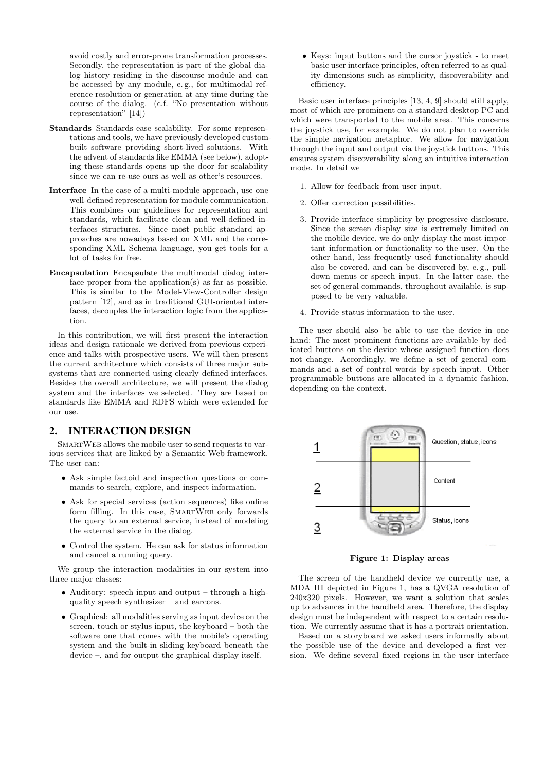avoid costly and error-prone transformation processes. Secondly, the representation is part of the global dialog history residing in the discourse module and can be accessed by any module, e. g., for multimodal reference resolution or generation at any time during the course of the dialog. (c.f. "No presentation without representation" [14])

**Standards** Standards ease scalability. For some representations and tools, we have previously developed custom-built software providing short-lived solutions. With the advent of standards like EMMA (see below), adopting these standards opens up the door for scalability since we can re-use ours as well as other's resources.

**Interface** In the case of a multi-module approach, use one well-defined representation for module communication. This combines our guidelines for representation and standards, which facilitate clean and well-defined interfaces structures. Since most public standard approaches are nowadays based on XML and the corresponding XML Schema language, you get tools for a lot of tasks for free.

**Encapsulation** Encapsulate the multimodal dialog interface proper from the application(s) as far as possible. This is similar to the Model-View-Controller design pattern [12], and as in traditional GUI-oriented interfaces, decouples the interaction logic from the application.

In this contribution, we will first present the interaction ideas and design rationale we derived from previous experience and talks with prospective users. We will then present the current architecture which consists of three major subsystems that are connected using clearly defined interfaces. Besides the overall architecture, we will present the dialog system and the interfaces we selected. They are based on standards like EMMA and RDFS which were extended for our use.

## 2. INTERACTION DESIGN

SmartWeb allows the mobile user to send requests to various services that are linked by a Semantic Web framework. The user can:

- Ask simple factoid and inspection questions or commands to search, explore, and inspect information.
- Ask for special services (action sequences) like online form filling. In this case, SmartWeb only forwards the query to an external service, instead of modeling the external service in the dialog.
- Control the system. He can ask for status information and cancel a running query.

We group the interaction modalities in our system into three major classes:

- Auditory: speech input and output – through a high-quality speech synthesizer – and earcons.
- Graphical: all modalities serving as input device on the screen, touch or stylus input, the keyboard – both the software one that comes with the mobile's operating system and the built-in sliding keyboard beneath the device –, and for output the graphical display itself.
- Keys: input buttons and the cursor joystick - to meet basic user interface principles, often referred to as quality dimensions such as simplicity, discoverability and efficiency.

Basic user interface principles [13, 4, 9] should still apply, most of which are prominent on a standard desktop PC and which were transported to the mobile area. This concerns the joystick use, for example. We do not plan to override the simple navigation metaphor. We allow for navigation through the input and output via the joystick buttons. This ensures system discoverability along an intuitive interaction mode. In detail we

1. Allow for feedback from user input.
2. Offer correction possibilities.
3. Provide interface simplicity by progressive disclosure. Since the screen display size is extremely limited on the mobile device, we do only display the most important information or functionality to the user. On the other hand, less frequently used functionality should also be covered, and can be discovered by, e. g., pull-down menus or speech input. In the latter case, the set of general commands, throughout available, is supposed to be very valuable.
4. Provide status information to the user.

The user should also be able to use the device in one hand: The most prominent functions are available by dedicated buttons on the device whose assigned function does not change. Accordingly, we define a set of general commands and a set of control words by speech input. Other programmable buttons are allocated in a dynamic fashion, depending on the context.

**Figure 1: Display areas**

The screen of the handheld device we currently use, a MDA III depicted in Figure 1, has a QVGA resolution of 240x320 pixels. However, we want a solution that scales up to advances in the handheld area. Therefore, the display design must be independent with respect to a certain resolution. We currently assume that it has a portrait orientation.

Based on a storyboard we asked users informally about the possible use of the device and developed a first version. We define several fixed regions in the user interface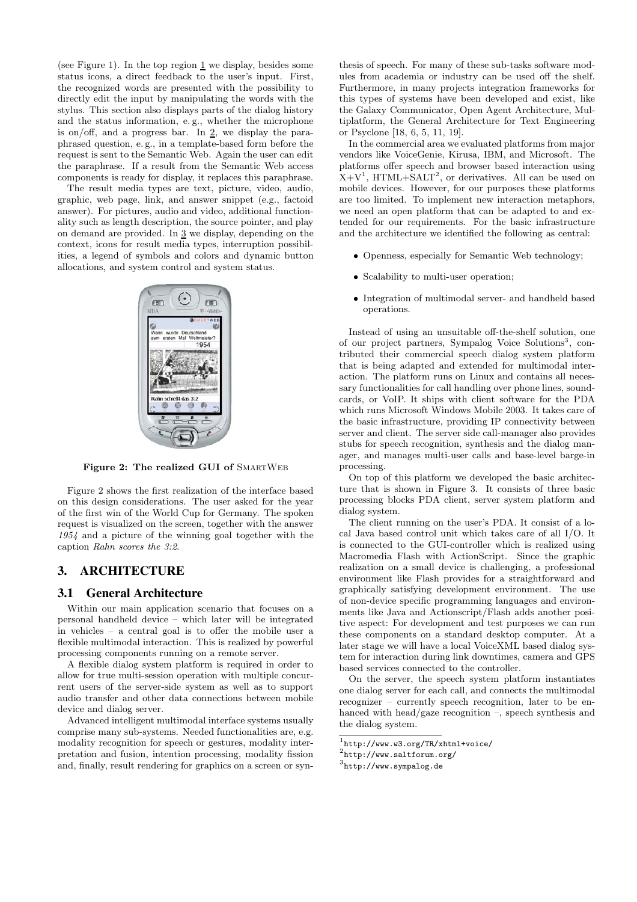(see Figure 1). In the top region 1 we display, besides some status icons, a direct feedback to the user's input. First, the recognized words are presented with the possibility to directly edit the input by manipulating the words with the stylus. This section also displays parts of the dialog history and the status information, e. g., whether the microphone is on/off, and a progress bar. In 2, we display the paraphrased question, e. g., in a template-based form before the request is sent to the Semantic Web. Again the user can edit the paraphrase. If a result from the Semantic Web access components is ready for display, it replaces this paraphrase.

The result media types are text, picture, video, audio, graphic, web page, link, and answer snippet (e.g., factoid answer). For pictures, audio and video, additional functionality such as length description, the source pointer, and play on demand are provided. In 3 we display, depending on the context, icons for result media types, interruption possibilities, a legend of symbols and colors and dynamic button allocations, and system control and system status.

**Figure 2: The realized GUI of SmartWeb**

Figure 2 shows the first realization of the interface based on this design considerations. The user asked for the year of the first win of the World Cup for Germany. The spoken request is visualized on the screen, together with the answer *1954* and a picture of the winning goal together with the caption *Rahn scores the 3:2*.

# 3. ARCHITECTURE

## 3.1 General Architecture

Within our main application scenario that focuses on a personal handheld device – which later will be integrated in vehicles – a central goal is to offer the mobile user a flexible multimodal interaction. This is realized by powerful processing components running on a remote server.

A flexible dialog system platform is required in order to allow for true multi-session operation with multiple concurrent users of the server-side system as well as to support audio transfer and other data connections between mobile device and dialog server.

Advanced intelligent multimodal interface systems usually comprise many sub-systems. Needed functionalities are, e.g. modality recognition for speech or gestures, modality interpretation and fusion, intention processing, modality fission and, finally, result rendering for graphics on a screen or synthesis of speech. For many of these sub-tasks software modules from academia or industry can be used off the shelf. Furthermore, in many projects integration frameworks for this types of systems have been developed and exist, like the Galaxy Communicator, Open Agent Architecture, Multiplatform, the General Architecture for Text Engineering or Psyclone [18, 6, 5, 11, 19].

In the commercial area we evaluated platforms from major vendors like VoiceGenie, Kirusa, IBM, and Microsoft. The platforms offer speech and browser based interaction using X+V[1], HTML+SALT[2], or derivatives. All can be used on mobile devices. However, for our purposes these platforms are too limited. To implement new interaction metaphors, we need an open platform that can be adapted to and extended for our requirements. For the basic infrastructure and the architecture we identified the following as central:

- Openness, especially for Semantic Web technology;
- Scalability to multi-user operation;
- Integration of multimodal server- and handheld based operations.

Instead of using an unsuitable off-the-shelf solution, one of our project partners, Sympalog Voice Solutions[3], contributed their commercial speech dialog system platform that is being adapted and extended for multimodal interaction. The platform runs on Linux and contains all necessary functionalities for call handling over phone lines, soundcards, or VoIP. It ships with client software for the PDA which runs Microsoft Windows Mobile 2003. It takes care of the basic infrastructure, providing IP connectivity between server and client. The server side call-manager also provides stubs for speech recognition, synthesis and the dialog manager, and manages multi-user calls and base-level barge-in processing.

On top of this platform we developed the basic architecture that is shown in Figure 3. It consists of three basic processing blocks PDA client, server system platform and dialog system.

The client running on the user's PDA. It consist of a local Java based control unit which takes care of all I/O. It is connected to the GUI-controller which is realized using Macromedia Flash with ActionScript. Since the graphic realization on a small device is challenging, a professional environment like Flash provides for a straightforward and graphically satisfying development environment. The use of non-device specific programming languages and environments like Java and Actionscript/Flash adds another positive aspect: For development and test purposes we can run these components on a standard desktop computer. At a later stage we will have a local VoiceXML based dialog system for interaction during link downtimes, camera and GPS based services connected to the controller.

On the server, the speech system platform instantiates one dialog server for each call, and connects the multimodal recognizer – currently speech recognition, later to be enhanced with head/gaze recognition –, speech synthesis and the dialog system.

[1] http://www.w3.org/TR/xhtml+voice/

[2] http://www.saltforum.org/

[3] http://www.sympalog.de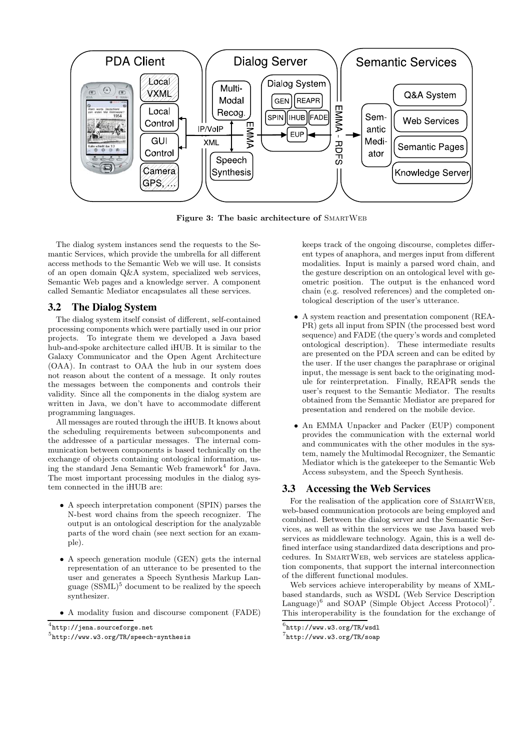**Figure 3: The basic architecture of SmartWeb**

The dialog system instances send the requests to the Semantic Services, which provide the umbrella for all different access methods to the Semantic Web we will use. It consists of an open domain Q&A system, specialized web services, Semantic Web pages and a knowledge server. A component called Semantic Mediator encapsulates all these services.

## 3.2 The Dialog System

The dialog system itself consist of different, self-contained processing components which were partially used in our prior projects. To integrate them we developed a Java based hub-and-spoke architecture called iHUB. It is similar to the Galaxy Communicator and the Open Agent Architecture (OAA). In contrast to OAA the hub in our system does not reason about the content of a message. It only routes the messages between the components and controls their validity. Since all the components in the dialog system are written in Java, we don't have to accommodate different programming languages.

All messages are routed through the iHUB. It knows about the scheduling requirements between subcomponents and the addressee of a particular messages. The internal communication between components is based technically on the exchange of objects containing ontological information, using the standard Jena Semantic Web framework[4] for Java. The most important processing modules in the dialog system connected in the iHUB are:

- A speech interpretation component (SPIN) parses the N-best word chains from the speech recognizer. The output is an ontological description for the analyzable parts of the word chain (see next section for an example).
- A speech generation module (GEN) gets the internal representation of an utterance to be presented to the user and generates a Speech Synthesis Markup Language (SSML)[5] document to be realized by the speech synthesizer.
- A modality fusion and discourse component (FADE) keeps track of the ongoing discourse, completes different types of anaphora, and merges input from different modalities. Input is mainly a parsed word chain, and the gesture description on an ontological level with geometric position. The output is the enhanced word chain (e.g. resolved references) and the completed ontological description of the user's utterance.
- A system reaction and presentation component (REAPR) gets all input from SPIN (the processed best word sequence) and FADE (the query's words and completed ontological description). These intermediate results are presented on the PDA screen and can be edited by the user. If the user changes the paraphrase or original input, the message is sent back to the originating module for reinterpretation. Finally, REAPR sends the user's request to the Semantic Mediator. The results obtained from the Semantic Mediator are prepared for presentation and rendered on the mobile device.
- An EMMA Unpacker and Packer (EUP) component provides the communication with the external world and communicates with the other modules in the system, namely the Multimodal Recognizer, the Semantic Mediator which is the gatekeeper to the Semantic Web Access subsystem, and the Speech Synthesis.

## 3.3 Accessing the Web Services

For the realisation of the application core of SmartWeb, web-based communication protocols are being employed and combined. Between the dialog server and the Semantic Services, as well as within the services we use Java based web services as middleware technology. Again, this is a well defined interface using standardized data descriptions and procedures. In SmartWeb, web services are stateless application components, that support the internal interconnection of the different functional modules.

Web services achieve interoperability by means of XML-based standards, such as WSDL (Web Service Description Language)[6] and SOAP (Simple Object Access Protocol)[7]. This interoperability is the foundation for the exchange of

[4] http://jena.sourceforge.net

[5] http://www.w3.org/TR/speech-synthesis

[6] http://www.w3.org/TR/wsdl

[7] http://www.w3.org/TR/soap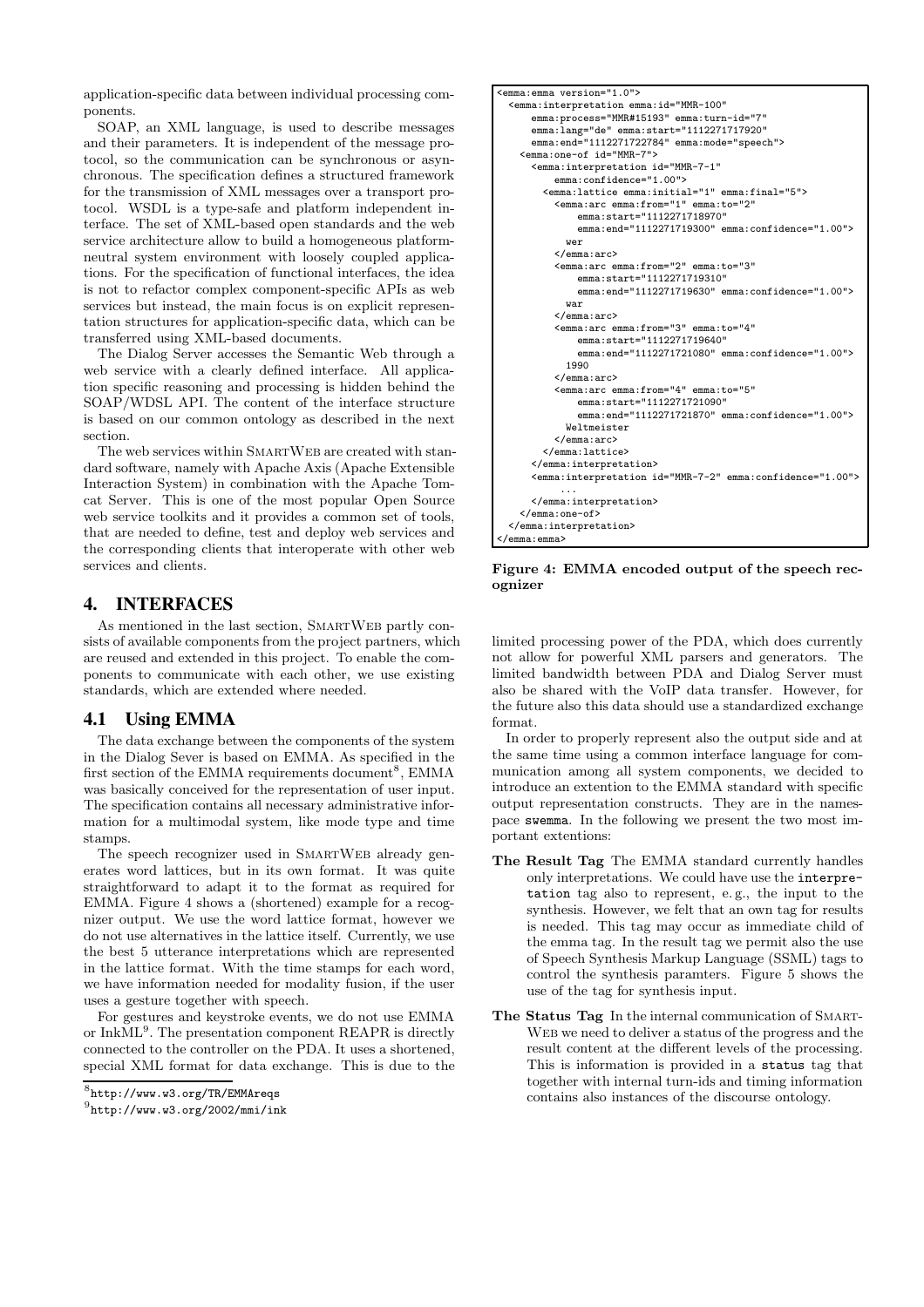application-specific data between individual processing components.

SOAP, an XML language, is used to describe messages and their parameters. It is independent of the message protocol, so the communication can be synchronous or asynchronous. The specification defines a structured framework for the transmission of XML messages over a transport protocol. WSDL is a type-safe and platform independent interface. The set of XML-based open standards and the web service architecture allow to build a homogeneous platform-neutral system environment with loosely coupled applications. For the specification of functional interfaces, the idea is not to refactor complex component-specific APIs as web services but instead, the main focus is on explicit representation structures for application-specific data, which can be transferred using XML-based documents.

The Dialog Server accesses the Semantic Web through a web service with a clearly defined interface. All application specific reasoning and processing is hidden behind the SOAP/WDSL API. The content of the interface structure is based on our common ontology as described in the next section.

The web services within SmartWeb are created with standard software, namely with Apache Axis (Apache Extensible Interaction System) in combination with the Apache Tomcat Server. This is one of the most popular Open Source web service toolkits and it provides a common set of tools, that are needed to define, test and deploy web services and the corresponding clients that interoperate with other web services and clients.

## 4. INTERFACES

As mentioned in the last section, SmartWeb partly consists of available components from the project partners, which are reused and extended in this project. To enable the components to communicate with each other, we use existing standards, which are extended where needed.

### 4.1 Using EMMA

The data exchange between the components of the system in the Dialog Sever is based on EMMA. As specified in the first section of the EMMA requirements document[8], EMMA was basically conceived for the representation of user input. The specification contains all necessary administrative information for a multimodal system, like mode type and time stamps.

The speech recognizer used in SmartWeb already generates word lattices, but in its own format. It was quite straightforward to adapt it to the format as required for EMMA. Figure 4 shows a (shortened) example for a recognizer output. We use the word lattice format, however we do not use alternatives in the lattice itself. Currently, we use the best 5 utterance interpretations which are represented in the lattice format. With the time stamps for each word, we have information needed for modality fusion, if the user uses a gesture together with speech.

For gestures and keystroke events, we do not use EMMA or InkML[9]. The presentation component REAPR is directly connected to the controller on the PDA. It uses a shortened, special XML format for data exchange. This is due to the limited processing power of the PDA, which does currently not allow for powerful XML parsers and generators. The limited bandwidth between PDA and Dialog Server must also be shared with the VoIP data transfer. However, for the future also this data should use a standardized exchange format.

```
<emma:emma version="1.0">
  <emma:interpretation emma:id="MMR-100"
      emma:process="MMR#15193" emma:turn-id="7"
      emma:lang="de" emma:start="1112271717920"
      emma:end="1112271722784" emma:mode="speech">
    <emma:one-of id="MMR-7">
      <emma:interpretation id="MMR-7-1"
          emma:confidence="1.00">
        <emma:lattice emma:initial="1" emma:final="5">
          <emma:arc emma:from="1" emma:to="2"
              emma:start="1112271718970"
              emma:end="1112271719300" emma:confidence="1.00">
            wer
          </emma:arc>
          <emma:arc emma:from="2" emma:to="3"
              emma:start="1112271719310"
              emma:end="1112271719630" emma:confidence="1.00">
            war
          </emma:arc>
          <emma:arc emma:from="3" emma:to="4"
              emma:start="1112271719640"
              emma:end="1112271721080" emma:confidence="1.00">
            1990
          </emma:arc>
          <emma:arc emma:from="4" emma:to="5"
              emma:start="1112271721090"
              emma:end="1112271721870" emma:confidence="1.00">
            Weltmeister
          </emma:arc>
        </emma:lattice>
      </emma:interpretation>
      <emma:interpretation id="MMR-7-2" emma:confidence="1.00">
          ...
      </emma:interpretation>
    </emma:one-of>
  </emma:interpretation>
</emma:emma>
```

**Figure 4: EMMA encoded output of the speech recognizer**

In order to properly represent also the output side and at the same time using a common interface language for communication among all system components, we decided to introduce an extention to the EMMA standard with specific output representation constructs. They are in the namespace swemma. In the following we present the two most important extentions:

- **The Result Tag** The EMMA standard currently handles only interpretations. We could have use the interpretation tag also to represent, e. g., the input to the synthesis. However, we felt that an own tag for results is needed. This tag may occur as immediate child of the emma tag. In the result tag we permit also the use of Speech Synthesis Markup Language (SSML) tags to control the synthesis paramters. Figure 5 shows the use of the tag for synthesis input.
- **The Status Tag** In the internal communication of SmartWeb we need to deliver a status of the progress and the result content at the different levels of the processing. This is information is provided in a status tag that together with internal turn-ids and timing information contains also instances of the discourse ontology.

[8] http://www.w3.org/TR/EMMAreqs

[9] http://www.w3.org/2002/mmi/ink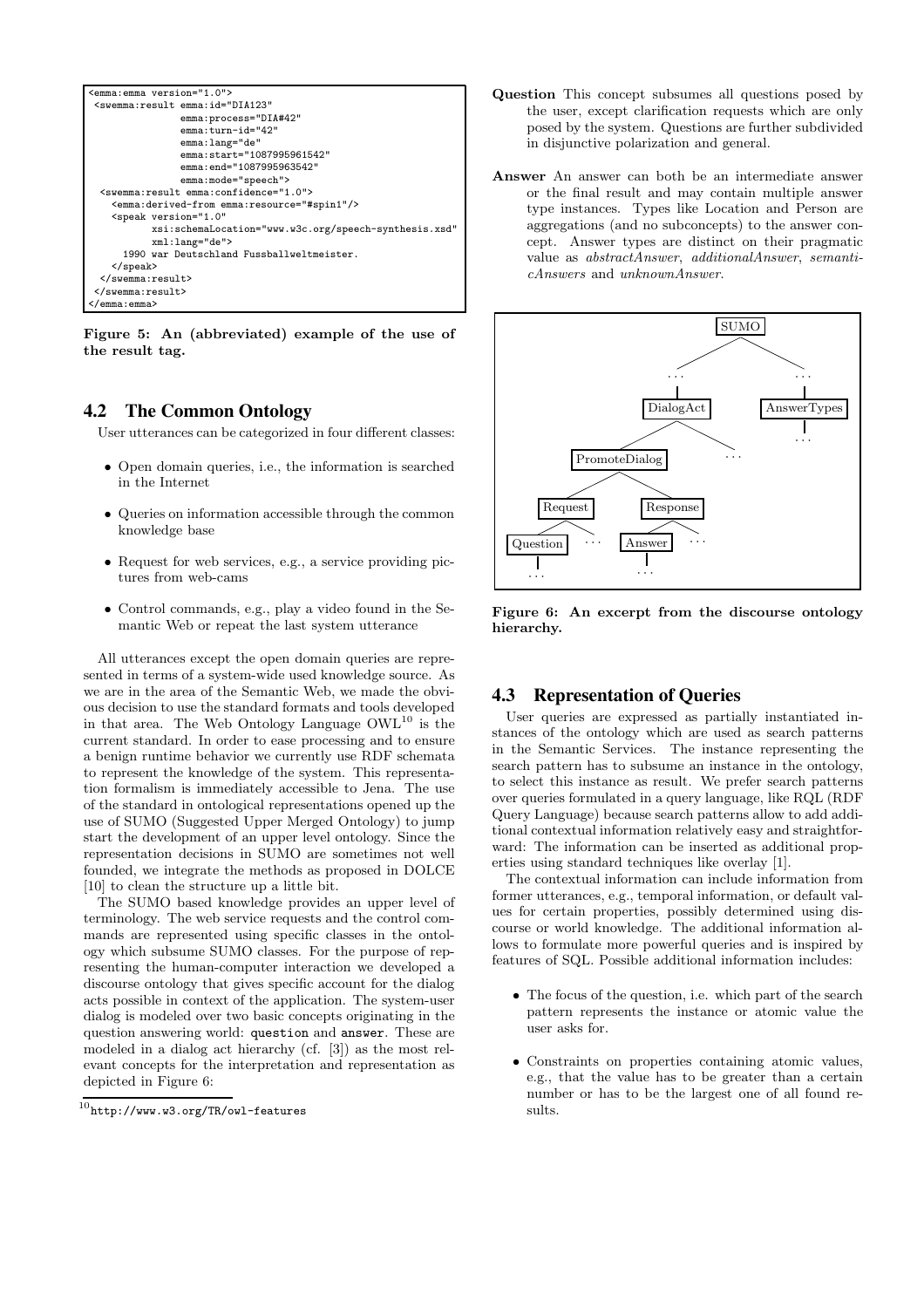```
<emma:emma version="1.0">
 <swemma:result emma:id="DIA123"
                emma:process="DIA#42"
                emma:turn-id="42"
                emma:lang="de"
                emma:start="1087995961542"
                emma:end="1087995963542"
                emma:mode="speech">
  <swemma:result emma:confidence="1.0">
    <emma:derived-from emma:resource="#spin1"/>
    <speak version="1.0"
          xsi:schemaLocation="www.w3c.org/speech-synthesis.xsd"
          xml:lang="de">
      1990 war Deutschland Fussballweltmeister.
    </speak>
  </swemma:result>
 </swemma:result>
</emma:emma>
```

**Figure 5: An (abbreviated) example of the use of the result tag.**

## 4.2 The Common Ontology

User utterances can be categorized in four different classes:

- Open domain queries, i.e., the information is searched in the Internet
- Queries on information accessible through the common knowledge base
- Request for web services, e.g., a service providing pictures from web-cams
- Control commands, e.g., play a video found in the Semantic Web or repeat the last system utterance

All utterances except the open domain queries are represented in terms of a system-wide used knowledge source. As we are in the area of the Semantic Web, we made the obvious decision to use the standard formats and tools developed in that area. The Web Ontology Language OWL[10] is the current standard. In order to ease processing and to ensure a benign runtime behavior we currently use RDF schemata to represent the knowledge of the system. This representation formalism is immediately accessible to Jena. The use of the standard in ontological representations opened up the use of SUMO (Suggested Upper Merged Ontology) to jump start the development of an upper level ontology. Since the representation decisions in SUMO are sometimes not well founded, we integrate the methods as proposed in DOLCE [10] to clean the structure up a little bit.

The SUMO based knowledge provides an upper level of terminology. The web service requests and the control commands are represented using specific classes in the ontology which subsume SUMO classes. For the purpose of representing the human-computer interaction we developed a discourse ontology that gives specific account for the dialog acts possible in context of the application. The system-user dialog is modeled over two basic concepts originating in the question answering world: `question` and `answer`. These are modeled in a dialog act hierarchy (cf. [3]) as the most relevant concepts for the interpretation and representation as depicted in Figure 6:

[10] http://www.w3.org/TR/owl-features

**Question** This concept subsumes all questions posed by the user, except clarification requests which are only posed by the system. Questions are further subdivided in disjunctive polarization and general.

**Answer** An answer can both be an intermediate answer or the final result and may contain multiple answer type instances. Types like Location and Person are aggregations (and no subconcepts) to the answer concept. Answer types are distinct on their pragmatic value as *abstractAnswer*, *additionalAnswer*, *semanticAnswers* and *unknownAnswer*.

```
                          SUMO
                        /      \
                     ...        ...
                      |          |
                  DialogAct   AnswerTypes
                  /      \        |
          PromoteDialog   ...    ...
            /       \
       Request     Response
       /    \       /    \
  Question  ...  Answer   ...
     |              |
    ...            ...
```

**Figure 6: An excerpt from the discourse ontology hierarchy.**

## 4.3 Representation of Queries

User queries are expressed as partially instantiated instances of the ontology which are used as search patterns in the Semantic Services. The instance representing the search pattern has to subsume an instance in the ontology, to select this instance as result. We prefer search patterns over queries formulated in a query language, like RQL (RDF Query Language) because search patterns allow to add additional contextual information relatively easy and straightforward: The information can be inserted as additional properties using standard techniques like overlay [1].

The contextual information can include information from former utterances, e.g., temporal information, or default values for certain properties, possibly determined using discourse or world knowledge. The additional information allows to formulate more powerful queries and is inspired by features of SQL. Possible additional information includes:

- The focus of the question, i.e. which part of the search pattern represents the instance or atomic value the user asks for.
- Constraints on properties containing atomic values, e.g., that the value has to be greater than a certain number or has to be the largest one of all found results.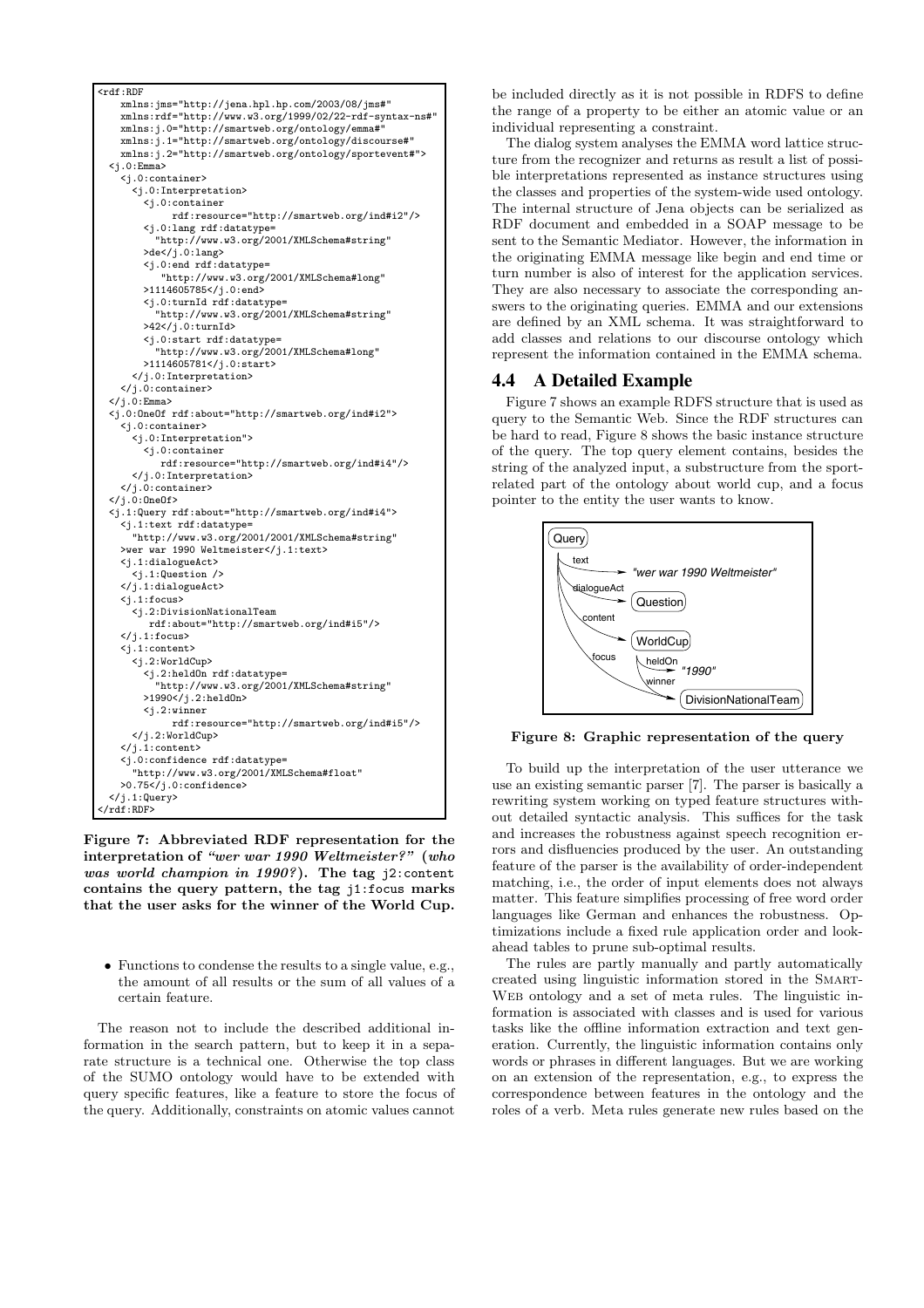```
<rdf:RDF
    xmlns:jms="http://jena.hpl.hp.com/2003/08/jms#"
    xmlns:rdf="http://www.w3.org/1999/02/22-rdf-syntax-ns#"
    xmlns:j.0="http://smartweb.org/ontology/emma#"
    xmlns:j.1="http://smartweb.org/ontology/discourse#"
    xmlns:j.2="http://smartweb.org/ontology/sportevent#">
  <j.0:Emma>
    <j.0:container>
      <j.0:Interpretation>
        <j.0:container
            rdf:resource="http://smartweb.org/ind#i2"/>
        <j.0:lang rdf:datatype=
          "http://www.w3.org/2001/XMLSchema#string"
        >de</j.0:lang>
        <j.0:end rdf:datatype=
          "http://www.w3.org/2001/XMLSchema#long"
        >1114605785</j.0:end>
        <j.0:turnId rdf:datatype=
          "http://www.w3.org/2001/XMLSchema#string"
        >42</j.0:turnId>
        <j.0:start rdf:datatype=
          "http://www.w3.org/2001/XMLSchema#long"
        >1114605781</j.0:start>
      </j.0:Interpretation>
    </j.0:container>
  </j.0:Emma>
  <j.0:OneOf rdf:about="http://smartweb.org/ind#i2">
    <j.0:container>
      <j.0:Interpretation">
        <j.0:container
          rdf:resource="http://smartweb.org/ind#i4"/>
      </j.0:Interpretation>
    </j.0:container>
  </j.0:OneOf>
  <j.1:Query rdf:about="http://smartweb.org/ind#i4">
    <j.1:text rdf:datatype=
      "http://www.w3.org/2001/2001/XMLSchema#string"
    >wer war 1990 Weltmeister</j.1:text>
    <j.1:dialogueAct>
      <j.1:Question />
    </j.1:dialogueAct>
    <j.1:focus>
      <j.2:DivisionNationalTeam
        rdf:about="http://smartweb.org/ind#i5"/>
    </j.1:focus>
    <j.1:content>
      <j.2:WorldCup>
        <j.2:heldOn rdf:datatype=
          "http://www.w3.org/2001/XMLSchema#string"
        >1990</j.2:heldOn>
        <j.2:winner
            rdf:resource="http://smartweb.org/ind#i5"/>
      </j.2:WorldCup>
    </j.1:content>
    <j.0:confidence rdf:datatype=
      "http://www.w3.org/2001/XMLSchema#float"
    >0.75</j.0:confidence>
  </j.1:Query>
</rdf:RDF>
```

**Figure 7: Abbreviated RDF representation for the interpretation of *"wer war 1990 Weltmeister?"* (*who was world champion in 1990?*). The tag j2:content contains the query pattern, the tag j1:focus marks that the user asks for the winner of the World Cup.**

- Functions to condense the results to a single value, e.g., the amount of all results or the sum of all values of a certain feature.

The reason not to include the described additional information in the search pattern, but to keep it in a separate structure is a technical one. Otherwise the top class of the SUMO ontology would have to be extended with query specific features, like a feature to store the focus of the query. Additionally, constraints on atomic values cannot be included directly as it is not possible in RDFS to define the range of a property to be either an atomic value or an individual representing a constraint.

The dialog system analyses the EMMA word lattice structure from the recognizer and returns as result a list of possible interpretations represented as instance structures using the classes and properties of the system-wide used ontology. The internal structure of Jena objects can be serialized as RDF document and embedded in a SOAP message to be sent to the Semantic Mediator. However, the information in the originating EMMA message like begin and end time or turn number is also of interest for the application services. They are also necessary to associate the corresponding answers to the originating queries. EMMA and our extensions are defined by an XML schema. It was straightforward to add classes and relations to our discourse ontology which represent the information contained in the EMMA schema.

## 4.4 A Detailed Example

Figure 7 shows an example RDFS structure that is used as query to the Semantic Web. Since the RDF structures can be hard to read, Figure 8 shows the basic instance structure of the query. The top query element contains, besides the string of the analyzed input, a substructure from the sport-related part of the ontology about world cup, and a focus pointer to the entity the user wants to know.

Query — text → *"wer war 1990 Weltmeister"*; dialogueAct → Question; content → WorldCup (heldOn → *"1990"*; winner → DivisionNationalTeam); focus → DivisionNationalTeam

**Figure 8: Graphic representation of the query**

To build up the interpretation of the user utterance we use an existing semantic parser [7]. The parser is basically a rewriting system working on typed feature structures without detailed syntactic analysis. This suffices for the task and increases the robustness against speech recognition errors and disfluencies produced by the user. An outstanding feature of the parser is the availability of order-independent matching, i.e., the order of input elements does not always matter. This feature simplifies processing of free word order languages like German and enhances the robustness. Optimizations include a fixed rule application order and look-ahead tables to prune sub-optimal results.

The rules are partly manually and partly automatically created using linguistic information stored in the SmartWeb ontology and a set of meta rules. The linguistic information is associated with classes and is used for various tasks like the offline information extraction and text generation. Currently, the linguistic information contains only words or phrases in different languages. But we are working on an extension of the representation, e.g., to express the correspondence between features in the ontology and the roles of a verb. Meta rules generate new rules based on the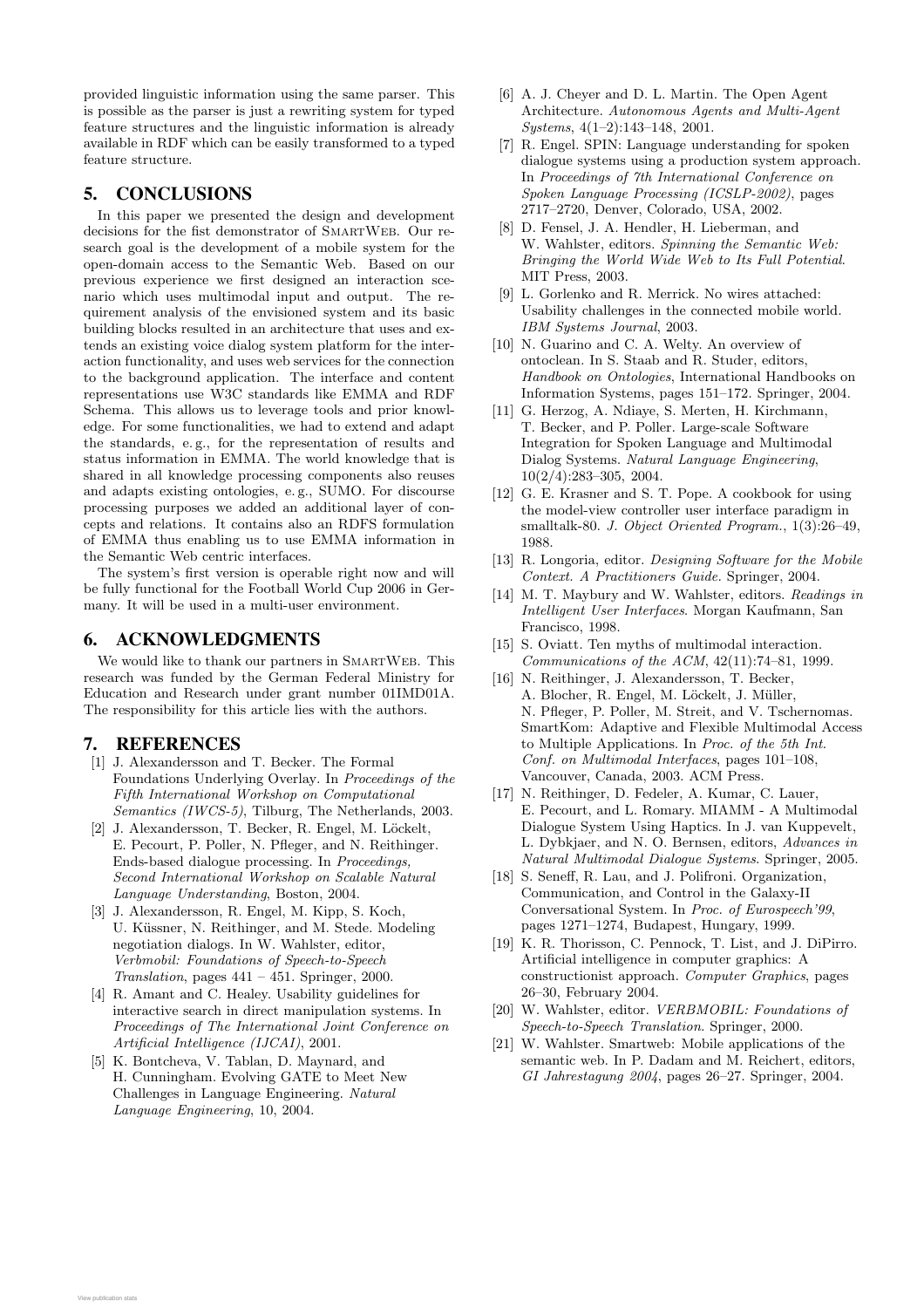provided linguistic information using the same parser. This is possible as the parser is just a rewriting system for typed feature structures and the linguistic information is already available in RDF which can be easily transformed to a typed feature structure.

## 5. CONCLUSIONS

In this paper we presented the design and development decisions for the fist demonstrator of SmartWeb. Our research goal is the development of a mobile system for the open-domain access to the Semantic Web. Based on our previous experience we first designed an interaction scenario which uses multimodal input and output. The requirement analysis of the envisioned system and its basic building blocks resulted in an architecture that uses and extends an existing voice dialog system platform for the interaction functionality, and uses web services for the connection to the background application. The interface and content representations use W3C standards like EMMA and RDF Schema. This allows us to leverage tools and prior knowledge. For some functionalities, we had to extend and adapt the standards, e. g., for the representation of results and status information in EMMA. The world knowledge that is shared in all knowledge processing components also reuses and adapts existing ontologies, e. g., SUMO. For discourse processing purposes we added an additional layer of concepts and relations. It contains also an RDFS formulation of EMMA thus enabling us to use EMMA information in the Semantic Web centric interfaces.

The system's first version is operable right now and will be fully functional for the Football World Cup 2006 in Germany. It will be used in a multi-user environment.

## 6. ACKNOWLEDGMENTS

We would like to thank our partners in SmartWeb. This research was funded by the German Federal Ministry for Education and Research under grant number 01IMD01A. The responsibility for this article lies with the authors.

## 7. REFERENCES

[1] J. Alexandersson and T. Becker. The Formal Foundations Underlying Overlay. In *Proceedings of the Fifth International Workshop on Computational Semantics (IWCS-5)*, Tilburg, The Netherlands, 2003.

[2] J. Alexandersson, T. Becker, R. Engel, M. Löckelt, E. Pecourt, P. Poller, N. Pfleger, and N. Reithinger. Ends-based dialogue processing. In *Proceedings, Second International Workshop on Scalable Natural Language Understanding*, Boston, 2004.

[3] J. Alexandersson, R. Engel, M. Kipp, S. Koch, U. Küssner, N. Reithinger, and M. Stede. Modeling negotiation dialogs. In W. Wahlster, editor, *Verbmobil: Foundations of Speech-to-Speech Translation*, pages 441 – 451. Springer, 2000.

[4] R. Amant and C. Healey. Usability guidelines for interactive search in direct manipulation systems. In *Proceedings of The International Joint Conference on Artificial Intelligence (IJCAI)*, 2001.

[5] K. Bontcheva, V. Tablan, D. Maynard, and H. Cunningham. Evolving GATE to Meet New Challenges in Language Engineering. *Natural Language Engineering*, 10, 2004.

[6] A. J. Cheyer and D. L. Martin. The Open Agent Architecture. *Autonomous Agents and Multi-Agent Systems*, 4(1–2):143–148, 2001.

[7] R. Engel. SPIN: Language understanding for spoken dialogue systems using a production system approach. In *Proceedings of 7th International Conference on Spoken Language Processing (ICSLP-2002)*, pages 2717–2720, Denver, Colorado, USA, 2002.

[8] D. Fensel, J. A. Hendler, H. Lieberman, and W. Wahlster, editors. *Spinning the Semantic Web: Bringing the World Wide Web to Its Full Potential*. MIT Press, 2003.

[9] L. Gorlenko and R. Merrick. No wires attached: Usability challenges in the connected mobile world. *IBM Systems Journal*, 2003.

[10] N. Guarino and C. A. Welty. An overview of ontoclean. In S. Staab and R. Studer, editors, *Handbook on Ontologies*, International Handbooks on Information Systems, pages 151–172. Springer, 2004.

[11] G. Herzog, A. Ndiaye, S. Merten, H. Kirchmann, T. Becker, and P. Poller. Large-scale Software Integration for Spoken Language and Multimodal Dialog Systems. *Natural Language Engineering*, 10(2/4):283–305, 2004.

[12] G. E. Krasner and S. T. Pope. A cookbook for using the model-view controller user interface paradigm in smalltalk-80. *J. Object Oriented Program.*, 1(3):26–49, 1988.

[13] R. Longoria, editor. *Designing Software for the Mobile Context. A Practitioners Guide*. Springer, 2004.

[14] M. T. Maybury and W. Wahlster, editors. *Readings in Intelligent User Interfaces*. Morgan Kaufmann, San Francisco, 1998.

[15] S. Oviatt. Ten myths of multimodal interaction. *Communications of the ACM*, 42(11):74–81, 1999.

[16] N. Reithinger, J. Alexandersson, T. Becker, A. Blocher, R. Engel, M. Löckelt, J. Müller, N. Pfleger, P. Poller, M. Streit, and V. Tschernomas. SmartKom: Adaptive and Flexible Multimodal Access to Multiple Applications. In *Proc. of the 5th Int. Conf. on Multimodal Interfaces*, pages 101–108, Vancouver, Canada, 2003. ACM Press.

[17] N. Reithinger, D. Fedeler, A. Kumar, C. Lauer, E. Pecourt, and L. Romary. MIAMM - A Multimodal Dialogue System Using Haptics. In J. van Kuppevelt, L. Dybkjaer, and N. O. Bernsen, editors, *Advances in Natural Multimodal Dialogue Systems*. Springer, 2005.

[18] S. Seneff, R. Lau, and J. Polifroni. Organization, Communication, and Control in the Galaxy-II Conversational System. In *Proc. of Eurospeech'99*, pages 1271–1274, Budapest, Hungary, 1999.

[19] K. R. Thorisson, C. Pennock, T. List, and J. DiPirro. Artificial intelligence in computer graphics: A constructionist approach. *Computer Graphics*, pages 26–30, February 2004.

[20] W. Wahlster, editor. *VERBMOBIL: Foundations of Speech-to-Speech Translation*. Springer, 2000.

[21] W. Wahlster. Smartweb: Mobile applications of the semantic web. In P. Dadam and M. Reichert, editors, *GI Jahrestagung 2004*, pages 26–27. Springer, 2004.